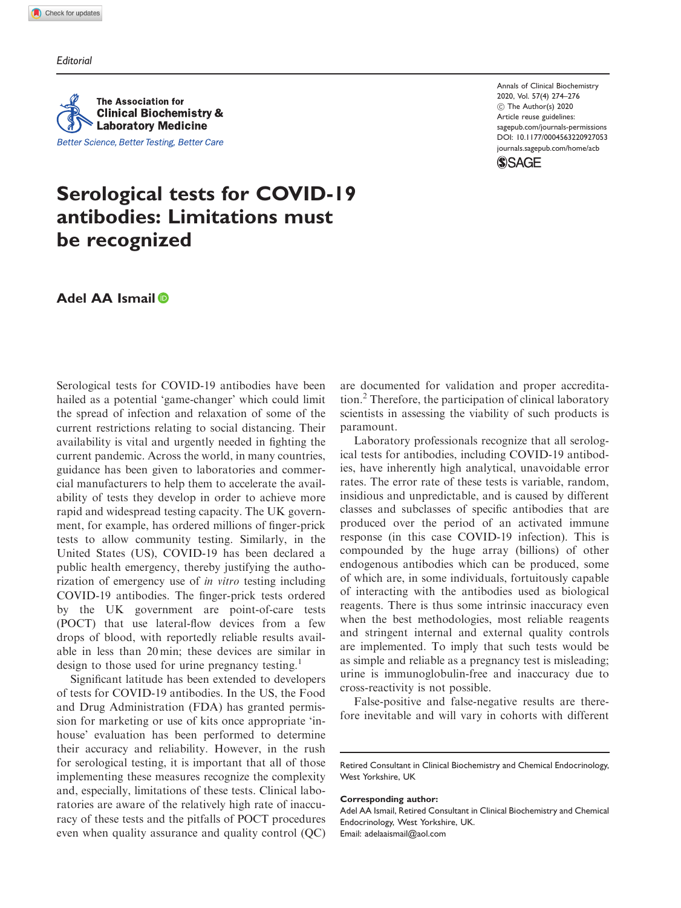Editorial

# Serological tests for COVID-19 antibodies: Limitations must be recognized

**Adel AA Ismail**

Serological tests for COVID-19 antibodies have been hailed as a potential 'game-changer' which could limit the spread of infection and relaxation of some of the current restrictions relating to social distancing. Their availability is vital and urgently needed in fighting the current pandemic. Across the world, in many countries, guidance has been given to laboratories and commercial manufacturers to help them to accelerate the availability of tests they develop in order to achieve more rapid and widespread testing capacity. The UK government, for example, has ordered millions of finger-prick tests to allow community testing. Similarly, in the United States (US), COVID-19 has been declared a public health emergency, thereby justifying the authorization of emergency use of *in vitro* testing including COVID-19 antibodies. The finger-prick tests ordered by the UK government are point-of-care tests (POCT) that use lateral-flow devices from a few drops of blood, with reportedly reliable results available in less than 20 min; these devices are similar in design to those used for urine pregnancy testing.[1]

Significant latitude has been extended to developers of tests for COVID-19 antibodies. In the US, the Food and Drug Administration (FDA) has granted permission for marketing or use of kits once appropriate 'in-house' evaluation has been performed to determine their accuracy and reliability. However, in the rush for serological testing, it is important that all of those implementing these measures recognize the complexity and, especially, limitations of these tests. Clinical laboratories are aware of the relatively high rate of inaccuracy of these tests and the pitfalls of POCT procedures even when quality assurance and quality control (QC) are documented for validation and proper accreditation.[2] Therefore, the participation of clinical laboratory scientists in assessing the viability of such products is paramount.

Laboratory professionals recognize that all serological tests for antibodies, including COVID-19 antibodies, have inherently high analytical, unavoidable error rates. The error rate of these tests is variable, random, insidious and unpredictable, and is caused by different classes and subclasses of specific antibodies that are produced over the period of an activated immune response (in this case COVID-19 infection). This is compounded by the huge array (billions) of other endogenous antibodies which can be produced, some of which are, in some individuals, fortuitously capable of interacting with the antibodies used as biological reagents. There is thus some intrinsic inaccuracy even when the best methodologies, most reliable reagents and stringent internal and external quality controls are implemented. To imply that such tests would be as simple and reliable as a pregnancy test is misleading; urine is immunoglobulin-free and inaccuracy due to cross-reactivity is not possible.

False-positive and false-negative results are therefore inevitable and will vary in cohorts with different

Retired Consultant in Clinical Biochemistry and Chemical Endocrinology, West Yorkshire, UK

**Corresponding author:**
Adel AA Ismail, Retired Consultant in Clinical Biochemistry and Chemical Endocrinology, West Yorkshire, UK.
Email: adelaaismail@aol.com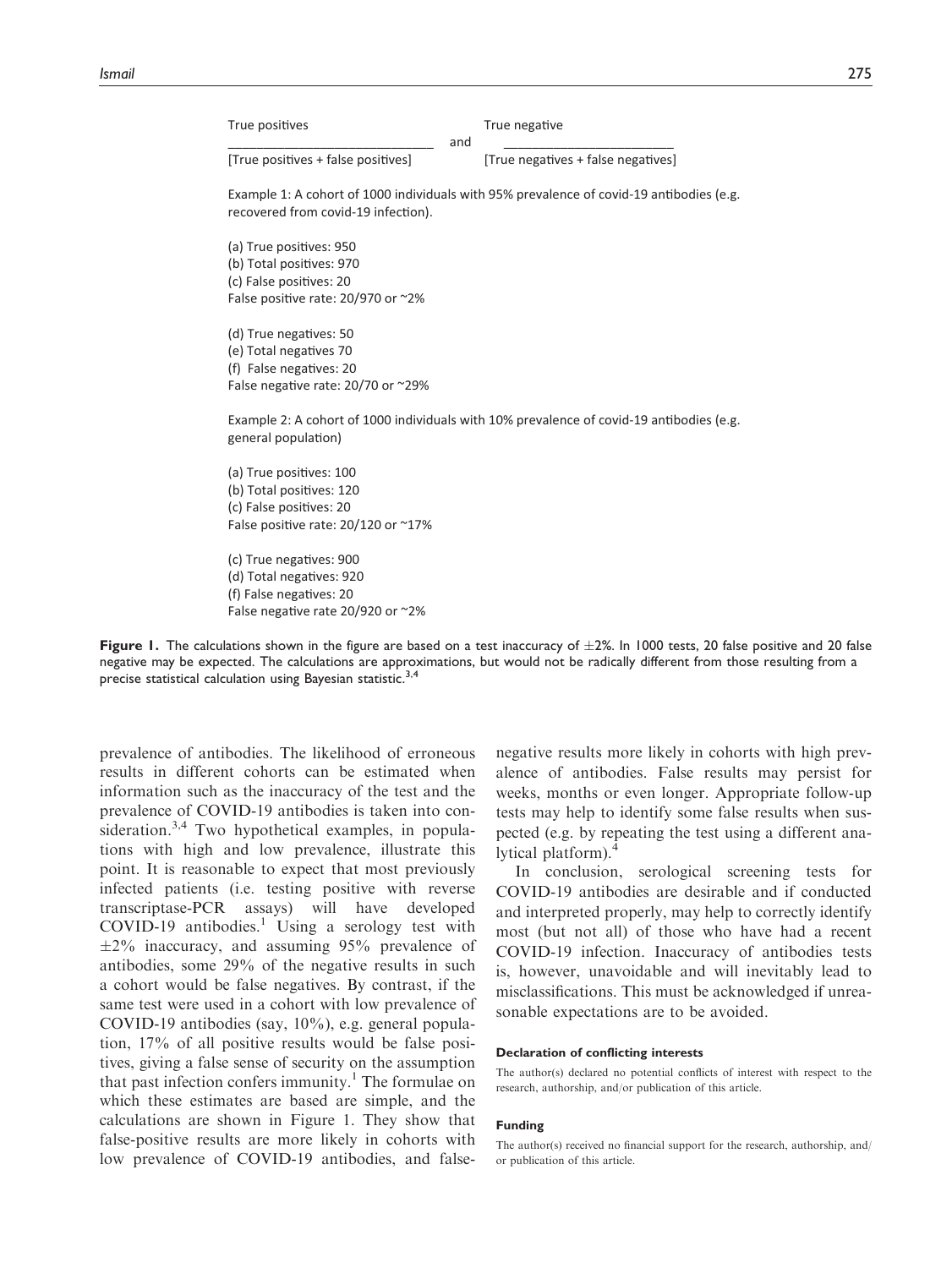$$\frac{\text{True positives}}{[\text{True positives + false positives}]} \quad \text{and} \quad \frac{\text{True negative}}{[\text{True negatives + false negatives}]}$$

Example 1: A cohort of 1000 individuals with 95% prevalence of covid-19 antibodies (e.g. recovered from covid-19 infection).

(a) True positives: 950
(b) Total positives: 970
(c) False positives: 20
False positive rate: 20/970 or ~2%

(d) True negatives: 50
(e) Total negatives 70
(f) False negatives: 20
False negative rate: 20/70 or ~29%

Example 2: A cohort of 1000 individuals with 10% prevalence of covid-19 antibodies (e.g. general population)

(a) True positives: 100
(b) Total positives: 120
(c) False positives: 20
False positive rate: 20/120 or ~17%

(c) True negatives: 900
(d) Total negatives: 920
(f) False negatives: 20
False negative rate 20/920 or ~2%

**Figure 1.** The calculations shown in the figure are based on a test inaccuracy of ±2%. In 1000 tests, 20 false positive and 20 false negative may be expected. The calculations are approximations, but would not be radically different from those resulting from a precise statistical calculation using Bayesian statistic.[3,4]

prevalence of antibodies. The likelihood of erroneous results in different cohorts can be estimated when information such as the inaccuracy of the test and the prevalence of COVID-19 antibodies is taken into consideration.[3,4] Two hypothetical examples, in populations with high and low prevalence, illustrate this point. It is reasonable to expect that most previously infected patients (i.e. testing positive with reverse transcriptase-PCR assays) will have developed COVID-19 antibodies.[1] Using a serology test with ±2% inaccuracy, and assuming 95% prevalence of antibodies, some 29% of the negative results in such a cohort would be false negatives. By contrast, if the same test were used in a cohort with low prevalence of COVID-19 antibodies (say, 10%), e.g. general population, 17% of all positive results would be false positives, giving a false sense of security on the assumption that past infection confers immunity.[1] The formulae on which these estimates are based are simple, and the calculations are shown in Figure 1. They show that false-positive results are more likely in cohorts with low prevalence of COVID-19 antibodies, and false-negative results more likely in cohorts with high prevalence of antibodies. False results may persist for weeks, months or even longer. Appropriate follow-up tests may help to identify some false results when suspected (e.g. by repeating the test using a different analytical platform).[4]

In conclusion, serological screening tests for COVID-19 antibodies are desirable and if conducted and interpreted properly, may help to correctly identify most (but not all) of those who have had a recent COVID-19 infection. Inaccuracy of antibodies tests is, however, unavoidable and will inevitably lead to misclassifications. This must be acknowledged if unreasonable expectations are to be avoided.

#### Declaration of conflicting interests

The author(s) declared no potential conflicts of interest with respect to the research, authorship, and/or publication of this article.

#### Funding

The author(s) received no financial support for the research, authorship, and/or publication of this article.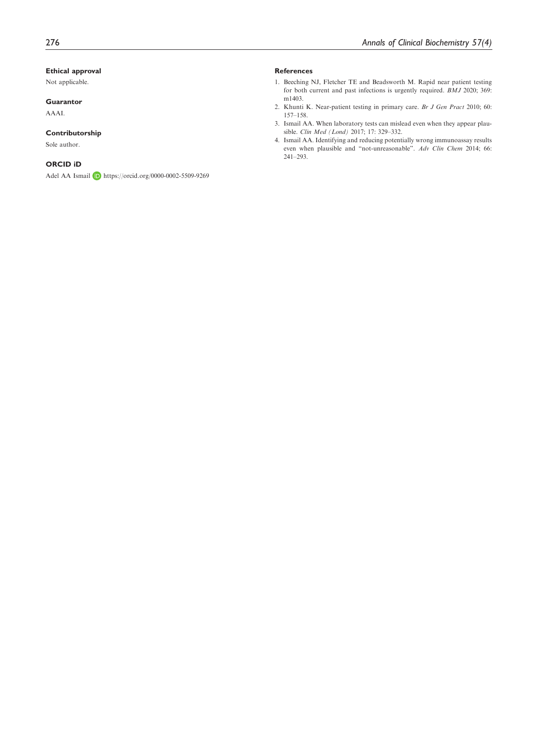## Ethical approval

Not applicable.

## Guarantor

AAAI.

## Contributorship

Sole author.

## ORCID iD

Adel AA Ismail https://orcid.org/0000-0002-5509-9269

## References

1. Beeching NJ, Fletcher TE and Beadsworth M. Rapid near patient testing for both current and past infections is urgently required. *BMJ* 2020; 369: m1403.
2. Khunti K. Near-patient testing in primary care. *Br J Gen Pract* 2010; 60: 157–158.
3. Ismail AA. When laboratory tests can mislead even when they appear plausible. *Clin Med (Lond)* 2017; 17: 329–332.
4. Ismail AA. Identifying and reducing potentially wrong immunoassay results even when plausible and "not-unreasonable". *Adv Clin Chem* 2014; 66: 241–293.